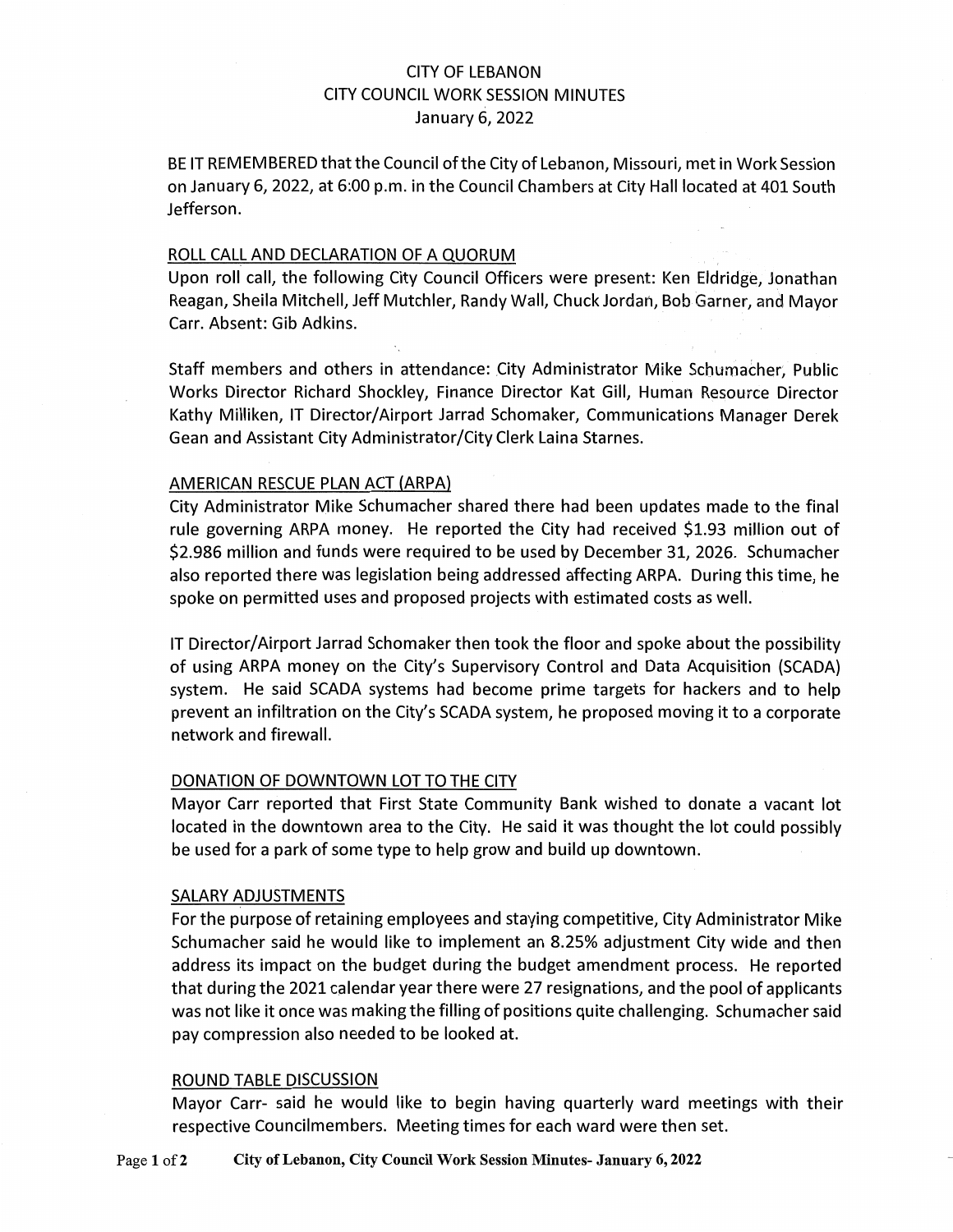# CITY OF LEBANON
## CITY COUNCIL WORK SESSION MINUTES
### January 6, 2022

BE IT REMEMBERED that the Council of the City of Lebanon, Missouri, met in Work Session on January 6, 2022, at 6:00 p.m. in the Council Chambers at City Hall located at 401 South Jefferson.

## ROLL CALL AND DECLARATION OF A QUORUM

Upon roll call, the following City Council Officers were present: Ken Eldridge, Jonathan Reagan, Sheila Mitchell, Jeff Mutchler, Randy Wall, Chuck Jordan, Bob Garner, and Mayor Carr. Absent: Gib Adkins.

Staff members and others in attendance: City Administrator Mike Schumacher, Public Works Director Richard Shockley, Finance Director Kat Gill, Human Resource Director Kathy Milliken, IT Director/Airport Jarrad Schomaker, Communications Manager Derek Gean and Assistant City Administrator/City Clerk Laina Starnes.

## AMERICAN RESCUE PLAN ACT (ARPA)

City Administrator Mike Schumacher shared there had been updates made to the final rule governing ARPA money. He reported the City had received $1.93 million out of $2.986 million and funds were required to be used by December 31, 2026. Schumacher also reported there was legislation being addressed affecting ARPA. During this time, he spoke on permitted uses and proposed projects with estimated costs as well.

IT Director/Airport Jarrad Schomaker then took the floor and spoke about the possibility of using ARPA money on the City's Supervisory Control and Data Acquisition (SCADA) system. He said SCADA systems had become prime targets for hackers and to help prevent an infiltration on the City's SCADA system, he proposed moving it to a corporate network and firewall.

## DONATION OF DOWNTOWN LOT TO THE CITY

Mayor Carr reported that First State Community Bank wished to donate a vacant lot located in the downtown area to the City. He said it was thought the lot could possibly be used for a park of some type to help grow and build up downtown.

## SALARY ADJUSTMENTS

For the purpose of retaining employees and staying competitive, City Administrator Mike Schumacher said he would like to implement an 8.25% adjustment City wide and then address its impact on the budget during the budget amendment process. He reported that during the 2021 calendar year there were 27 resignations, and the pool of applicants was not like it once was making the filling of positions quite challenging. Schumacher said pay compression also needed to be looked at.

## ROUND TABLE DISCUSSION

Mayor Carr- said he would like to begin having quarterly ward meetings with their respective Councilmembers. Meeting times for each ward were then set.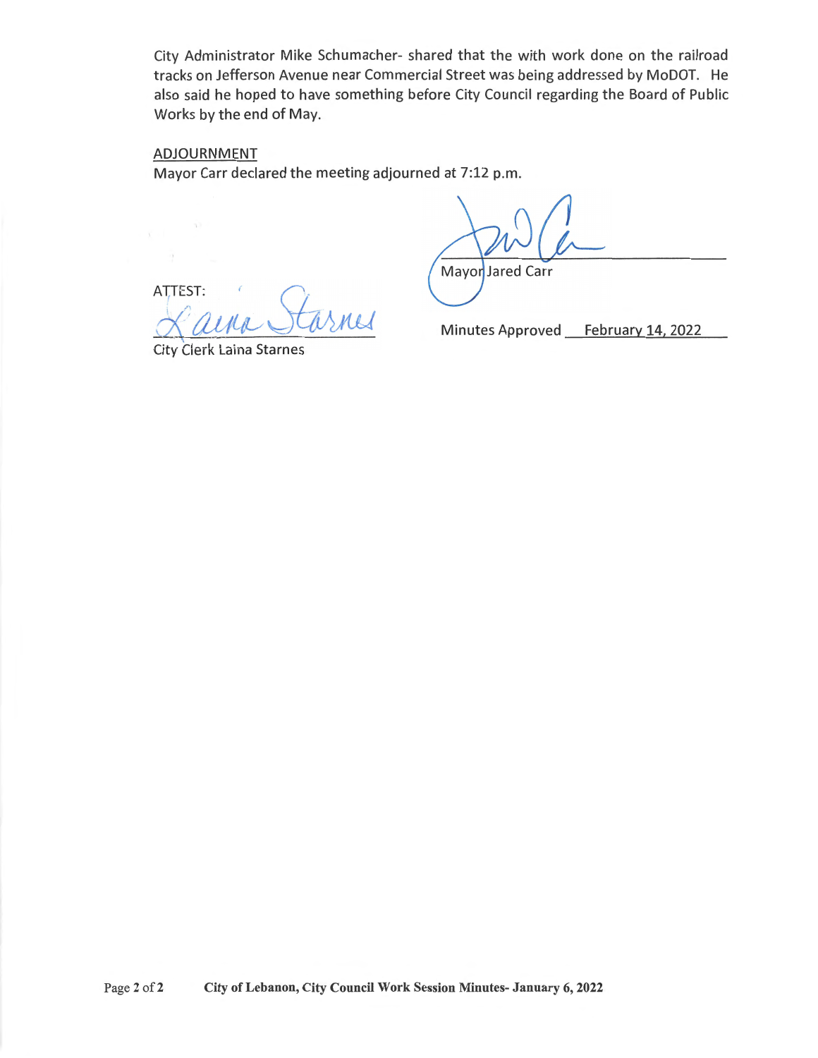City Administrator Mike Schumacher- shared that the with work done on the railroad tracks on Jefferson Avenue near Commercial Street was being addressed by MoDOT. He also said he hoped to have something before City Council regarding the Board of Public Works by the end of May.

ADJOURNMENT

Mayor Carr declared the meeting adjourned at 7:12 p.m.

Mayor Jared Carr

ATTEST:

City Clerk Laina Starnes

Minutes Approved February 14, 2022